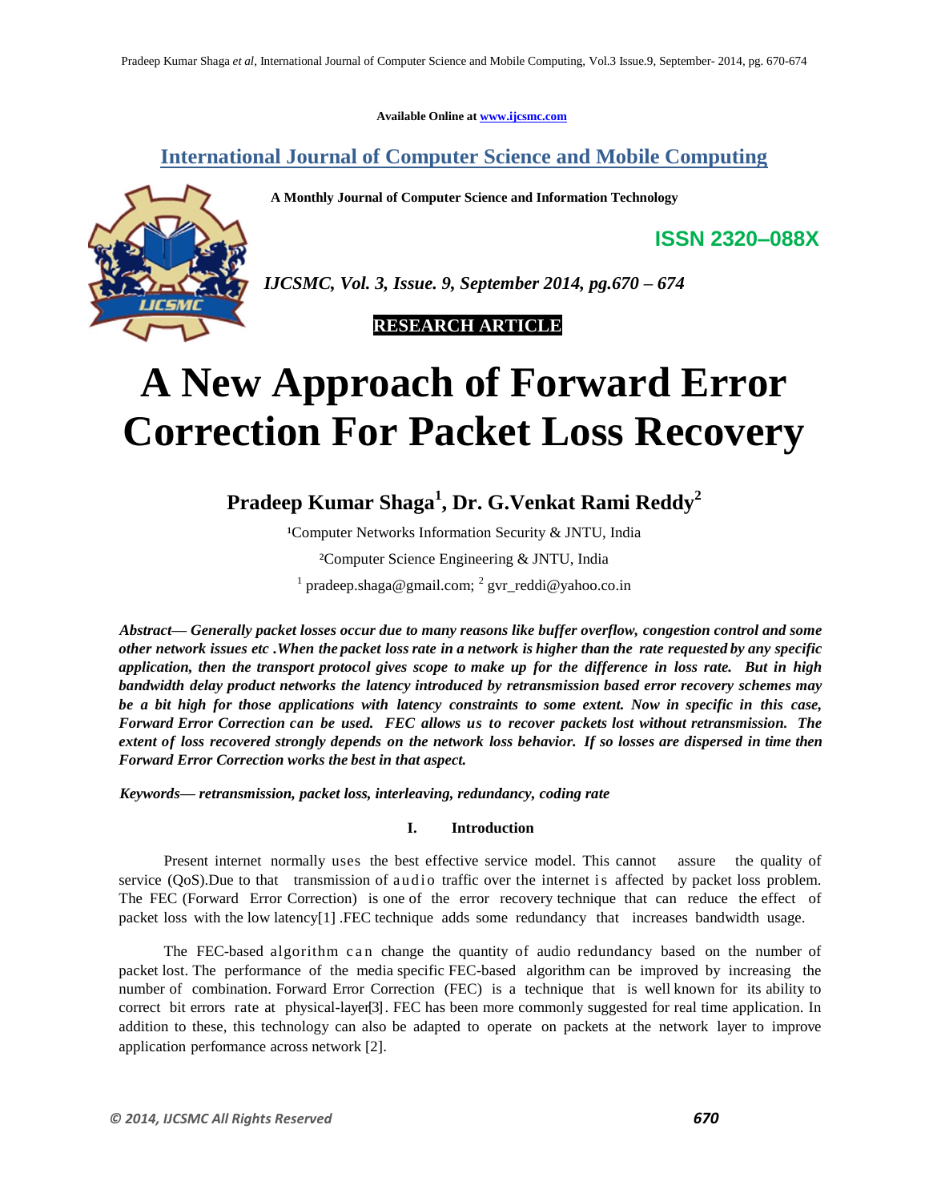Available Online at www.ijcsmc.com

# International Journal of Computer Science and Mobile Computing

**A Monthly Journal of Computer Science and Information Technology**

**ISSN 2320–088X**

*IJCSMC, Vol. 3, Issue. 9, September 2014, pg.670 – 674*

**RESEARCH ARTICLE**

# A New Approach of Forward Error Correction For Packet Loss Recovery

**Pradeep Kumar Shaga[1], Dr. G.Venkat Rami Reddy[2]**

[1]Computer Networks Information Security & JNTU, India

[2]Computer Science Engineering & JNTU, India

[1] pradeep.shaga@gmail.com; [2] gvr_reddi@yahoo.co.in

***Abstract— Generally packet losses occur due to many reasons like buffer overflow, congestion control and some other network issues etc .When the packet loss rate in a network is higher than the rate requested by any specific application, then the transport protocol gives scope to make up for the difference in loss rate. But in high bandwidth delay product networks the latency introduced by retransmission based error recovery schemes may be a bit high for those applications with latency constraints to some extent. Now in specific in this case, Forward Error Correction can be used. FEC allows us to recover packets lost without retransmission. The extent of loss recovered strongly depends on the network loss behavior. If so losses are dispersed in time then Forward Error Correction works the best in that aspect.***

***Keywords— retransmission, packet loss, interleaving, redundancy, coding rate***

## I. Introduction

Present internet normally uses the best effective service model. This cannot assure the quality of service (QoS).Due to that transmission of audio traffic over the internet is affected by packet loss problem. The FEC (Forward Error Correction) is one of the error recovery technique that can reduce the effect of packet loss with the low latency[1] .FEC technique adds some redundancy that increases bandwidth usage.

The FEC-based algorithm can change the quantity of audio redundancy based on the number of packet lost. The performance of the media specific FEC-based algorithm can be improved by increasing the number of combination. Forward Error Correction (FEC) is a technique that is well known for its ability to correct bit errors rate at physical-layer[3]. FEC has been more commonly suggested for real time application. In addition to these, this technology can also be adapted to operate on packets at the network layer to improve application performance across network [2].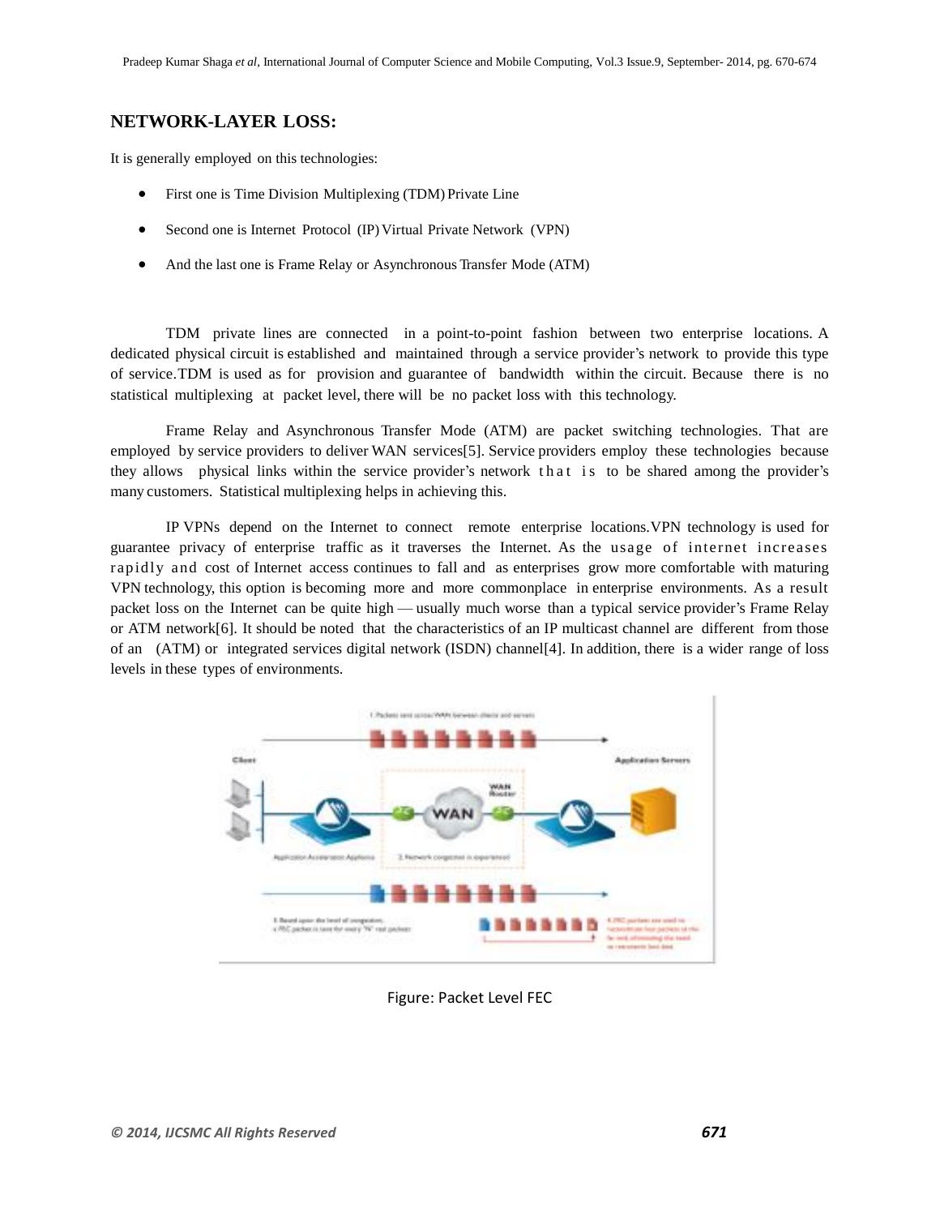## NETWORK-LAYER LOSS:

It is generally employed on this technologies:

- First one is Time Division Multiplexing (TDM) Private Line
- Second one is Internet Protocol (IP) Virtual Private Network (VPN)
- And the last one is Frame Relay or Asynchronous Transfer Mode (ATM)

TDM private lines are connected in a point-to-point fashion between two enterprise locations. A dedicated physical circuit is established and maintained through a service provider's network to provide this type of service.TDM is used as for provision and guarantee of bandwidth within the circuit. Because there is no statistical multiplexing at packet level, there will be no packet loss with this technology.

Frame Relay and Asynchronous Transfer Mode (ATM) are packet switching technologies. That are employed by service providers to deliver WAN services[5]. Service providers employ these technologies because they allows physical links within the service provider's network that is to be shared among the provider's many customers. Statistical multiplexing helps in achieving this.

IP VPNs depend on the Internet to connect remote enterprise locations.VPN technology is used for guarantee privacy of enterprise traffic as it traverses the Internet. As the usage of internet increases rapidly and cost of Internet access continues to fall and as enterprises grow more comfortable with maturing VPN technology, this option is becoming more and more commonplace in enterprise environments. As a result packet loss on the Internet can be quite high — usually much worse than a typical service provider's Frame Relay or ATM network[6]. It should be noted that the characteristics of an IP multicast channel are different from those of an (ATM) or integrated services digital network (ISDN) channel[4]. In addition, there is a wider range of loss levels in these types of environments.

Figure: Packet Level FEC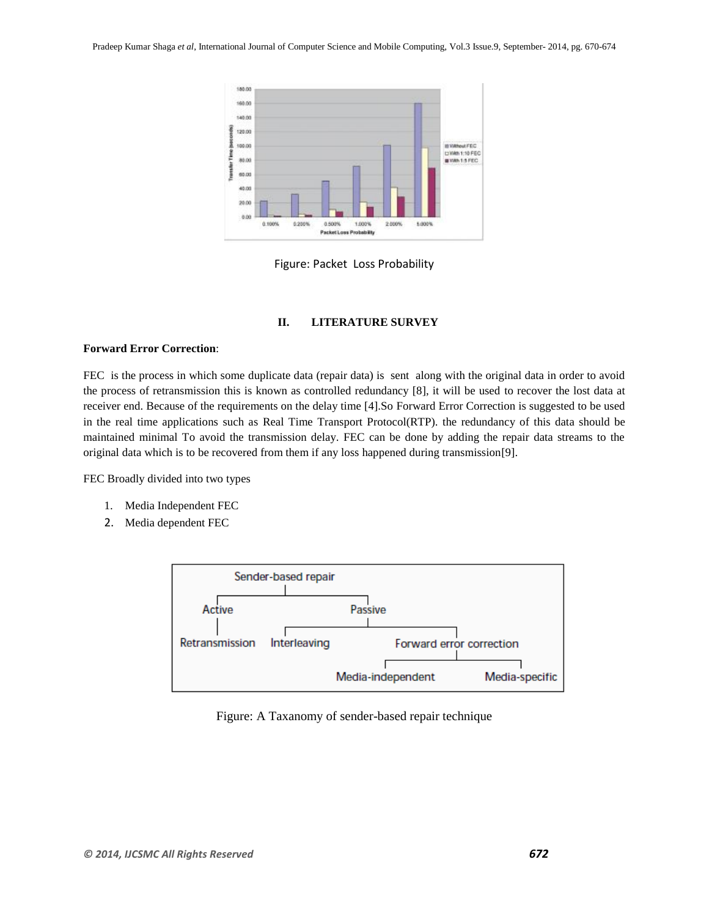180.00
160.00
140.00
120.00
100.00
80.00
60.00
40.00
20.00
0.00

Transfer Time (seconds)

0.100% 0.200% 0.500% 1.000% 2.000% 5.000%

Packet Loss Probability

Without FEC
With 1:10 FEC
With 1:5 FEC

Figure: Packet Loss Probability

## II. LITERATURE SURVEY

**Forward Error Correction**:

FEC is the process in which some duplicate data (repair data) is sent along with the original data in order to avoid the process of retransmission this is known as controlled redundancy [8], it will be used to recover the lost data at receiver end. Because of the requirements on the delay time [4].So Forward Error Correction is suggested to be used in the real time applications such as Real Time Transport Protocol(RTP). the redundancy of this data should be maintained minimal To avoid the transmission delay. FEC can be done by adding the repair data streams to the original data which is to be recovered from them if any loss happened during transmission[9].

FEC Broadly divided into two types

1. Media Independent FEC
2. Media dependent FEC

Sender-based repair
Active
Passive
Retransmission
Interleaving
Forward error correction
Media-independent
Media-specific

Figure: A Taxanomy of sender-based repair technique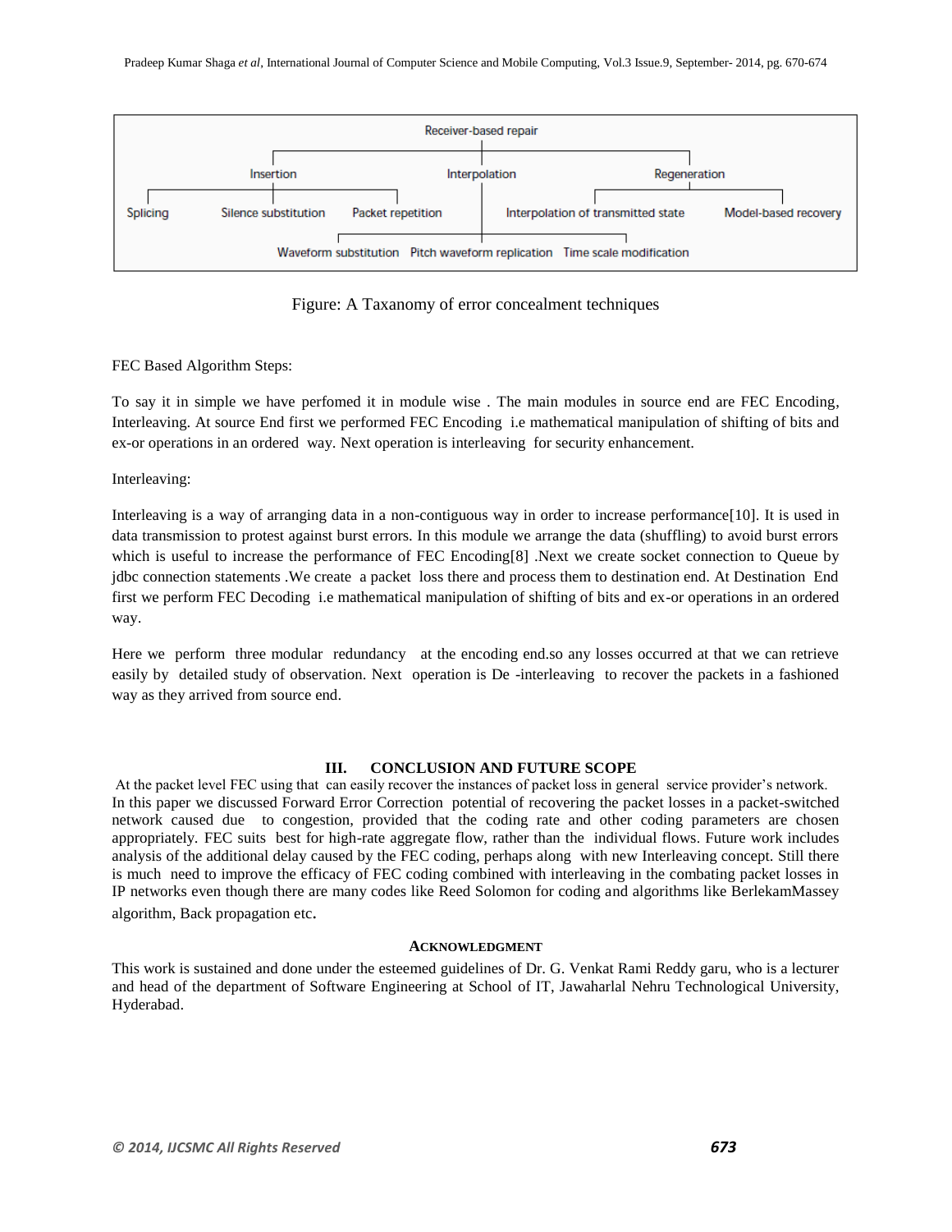Receiver-based repair

Insertion

Interpolation

Regeneration

Splicing

Silence substitution

Packet repetition

Interpolation of transmitted state

Model-based recovery

Waveform substitution

Pitch waveform replication

Time scale modification

Figure: A Taxanomy of error concealment techniques

FEC Based Algorithm Steps:

To say it in simple we have perfomed it in module wise . The main modules in source end are FEC Encoding, Interleaving. At source End first we performed FEC Encoding i.e mathematical manipulation of shifting of bits and ex-or operations in an ordered way. Next operation is interleaving for security enhancement.

Interleaving:

Interleaving is a way of arranging data in a non-contiguous way in order to increase performance[10]. It is used in data transmission to protest against burst errors. In this module we arrange the data (shuffling) to avoid burst errors which is useful to increase the performance of FEC Encoding[8] .Next we create socket connection to Queue by jdbc connection statements .We create a packet loss there and process them to destination end. At Destination End first we perform FEC Decoding i.e mathematical manipulation of shifting of bits and ex-or operations in an ordered way.

Here we perform three modular redundancy at the encoding end.so any losses occurred at that we can retrieve easily by detailed study of observation. Next operation is De -interleaving to recover the packets in a fashioned way as they arrived from source end.

## III. CONCLUSION AND FUTURE SCOPE

At the packet level FEC using that can easily recover the instances of packet loss in general service provider's network. In this paper we discussed Forward Error Correction potential of recovering the packet losses in a packet-switched network caused due to congestion, provided that the coding rate and other coding parameters are chosen appropriately. FEC suits best for high-rate aggregate flow, rather than the individual flows. Future work includes analysis of the additional delay caused by the FEC coding, perhaps along with new Interleaving concept. Still there is much need to improve the efficacy of FEC coding combined with interleaving in the combating packet losses in IP networks even though there are many codes like Reed Solomon for coding and algorithms like BerlekamMassey algorithm, Back propagation etc.

### ACKNOWLEDGMENT

This work is sustained and done under the esteemed guidelines of Dr. G. Venkat Rami Reddy garu, who is a lecturer and head of the department of Software Engineering at School of IT, Jawaharlal Nehru Technological University, Hyderabad.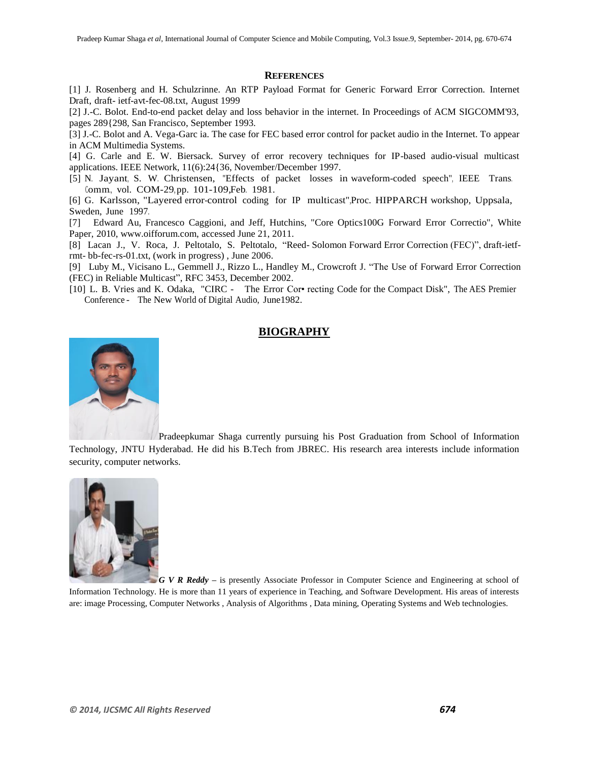## REFERENCES

[1] J. Rosenberg and H. Schulzrinne. An RTP Payload Format for Generic Forward Error Correction. Internet Draft, draft- ietf-avt-fec-08.txt, August 1999

[2] J.-C. Bolot. End-to-end packet delay and loss behavior in the internet. In Proceedings of ACM SIGCOMM'93, pages 289{298, San Francisco, September 1993.

[3] J.-C. Bolot and A. Vega-Garc ia. The case for FEC based error control for packet audio in the Internet. To appear in ACM Multimedia Systems.

[4] G. Carle and E. W. Biersack. Survey of error recovery techniques for IP-based audio-visual multicast applications. IEEE Network, 11(6):24{36, November/December 1997.

[5] N. Jayant, S. W. Christensen, "Effects of packet losses in waveform-coded speech", IEEE Trans. Comm., vol. COM-29, pp. 101-109, Feb. 1981.

[6] G. Karlsson, "Layered error-control coding for IP multicast", Proc. HIPPARCH workshop, Uppsala, Sweden, June 1997.

[7] Edward Au, Francesco Caggioni, and Jeff, Hutchins, "Core Optics100G Forward Error Correctio", White Paper, 2010, www.oifforum.com, accessed June 21, 2011.

[8] Lacan J., V. Roca, J. Peltotalo, S. Peltotalo, "Reed- Solomon Forward Error Correction (FEC)", draft-ietf-rmt- bb-fec-rs-01.txt, (work in progress) , June 2006.

[9] Luby M., Vicisano L., Gemmell J., Rizzo L., Handley M., Crowcroft J. "The Use of Forward Error Correction (FEC) in Reliable Multicast", RFC 3453, December 2002.

[10] L. B. Vries and K. Odaka, "CIRC - The Error Cor• recting Code for the Compact Disk", The AES Premier Conference - The New World of Digital Audio, June1982.

## BIOGRAPHY

Pradeepkumar Shaga currently pursuing his Post Graduation from School of Information Technology, JNTU Hyderabad. He did his B.Tech from JBREC. His research area interests include information security, computer networks.

***G V R Reddy*** – is presently Associate Professor in Computer Science and Engineering at school of Information Technology. He is more than 11 years of experience in Teaching, and Software Development. His areas of interests are: image Processing, Computer Networks , Analysis of Algorithms , Data mining, Operating Systems and Web technologies.